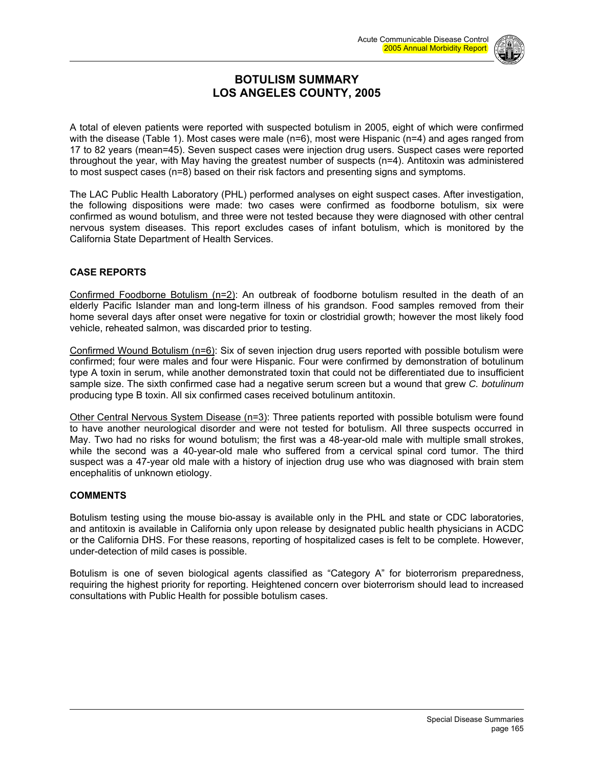# BOTULISM SUMMARY
# LOS ANGELES COUNTY, 2005

A total of eleven patients were reported with suspected botulism in 2005, eight of which were confirmed with the disease (Table 1). Most cases were male (n=6), most were Hispanic (n=4) and ages ranged from 17 to 82 years (mean=45). Seven suspect cases were injection drug users. Suspect cases were reported throughout the year, with May having the greatest number of suspects (n=4). Antitoxin was administered to most suspect cases (n=8) based on their risk factors and presenting signs and symptoms.

The LAC Public Health Laboratory (PHL) performed analyses on eight suspect cases. After investigation, the following dispositions were made: two cases were confirmed as foodborne botulism, six were confirmed as wound botulism, and three were not tested because they were diagnosed with other central nervous system diseases. This report excludes cases of infant botulism, which is monitored by the California State Department of Health Services.

## CASE REPORTS

Confirmed Foodborne Botulism (n=2): An outbreak of foodborne botulism resulted in the death of an elderly Pacific Islander man and long-term illness of his grandson. Food samples removed from their home several days after onset were negative for toxin or clostridial growth; however the most likely food vehicle, reheated salmon, was discarded prior to testing.

Confirmed Wound Botulism (n=6): Six of seven injection drug users reported with possible botulism were confirmed; four were males and four were Hispanic. Four were confirmed by demonstration of botulinum type A toxin in serum, while another demonstrated toxin that could not be differentiated due to insufficient sample size. The sixth confirmed case had a negative serum screen but a wound that grew *C. botulinum* producing type B toxin. All six confirmed cases received botulinum antitoxin.

Other Central Nervous System Disease (n=3): Three patients reported with possible botulism were found to have another neurological disorder and were not tested for botulism. All three suspects occurred in May. Two had no risks for wound botulism; the first was a 48-year-old male with multiple small strokes, while the second was a 40-year-old male who suffered from a cervical spinal cord tumor. The third suspect was a 47-year old male with a history of injection drug use who was diagnosed with brain stem encephalitis of unknown etiology.

## COMMENTS

Botulism testing using the mouse bio-assay is available only in the PHL and state or CDC laboratories, and antitoxin is available in California only upon release by designated public health physicians in ACDC or the California DHS. For these reasons, reporting of hospitalized cases is felt to be complete. However, under-detection of mild cases is possible.

Botulism is one of seven biological agents classified as "Category A" for bioterrorism preparedness, requiring the highest priority for reporting. Heightened concern over bioterrorism should lead to increased consultations with Public Health for possible botulism cases.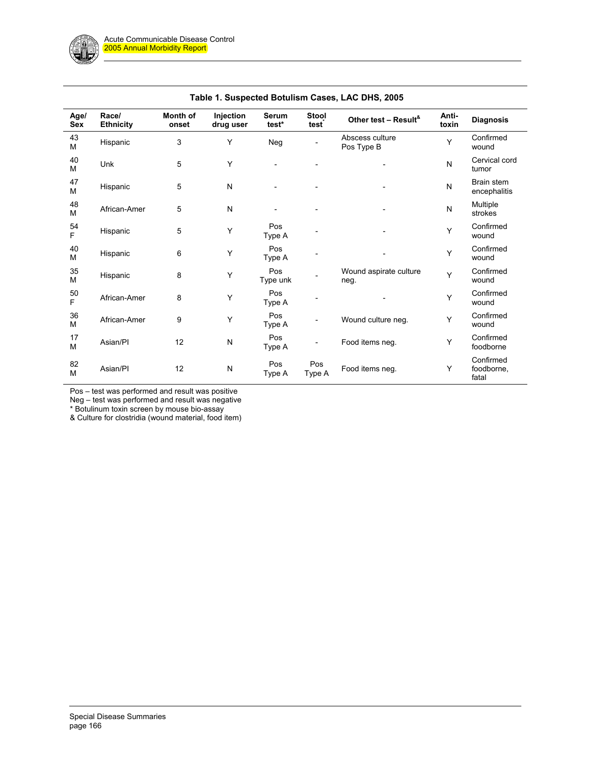**Table 1. Suspected Botulism Cases, LAC DHS, 2005**

| Age/ Sex | Race/ Ethnicity | Month of onset | Injection drug user | Serum test* | Stool test* | Other test – Result& | Anti-toxin | Diagnosis |
|---|---|---|---|---|---|---|---|---|
| 43 M | Hispanic | 3 | Y | Neg | - | Abscess culture Pos Type B | Y | Confirmed wound |
| 40 M | Unk | 5 | Y | - | - | - | N | Cervical cord tumor |
| 47 M | Hispanic | 5 | N | - | - | - | N | Brain stem encephalitis |
| 48 M | African-Amer | 5 | N | - | - | - | N | Multiple strokes |
| 54 F | Hispanic | 5 | Y | Pos Type A | - | - | Y | Confirmed wound |
| 40 M | Hispanic | 6 | Y | Pos Type A | - | - | Y | Confirmed wound |
| 35 M | Hispanic | 8 | Y | Pos Type unk | - | Wound aspirate culture neg. | Y | Confirmed wound |
| 50 F | African-Amer | 8 | Y | Pos Type A | - | - | Y | Confirmed wound |
| 36 M | African-Amer | 9 | Y | Pos Type A | - | Wound culture neg. | Y | Confirmed wound |
| 17 M | Asian/PI | 12 | N | Pos Type A | - | Food items neg. | Y | Confirmed foodborne |
| 82 M | Asian/PI | 12 | N | Pos Type A | Pos Type A | Food items neg. | Y | Confirmed foodborne, fatal |

Pos – test was performed and result was positive
Neg – test was performed and result was negative
* Botulinum toxin screen by mouse bio-assay
& Culture for clostridia (wound material, food item)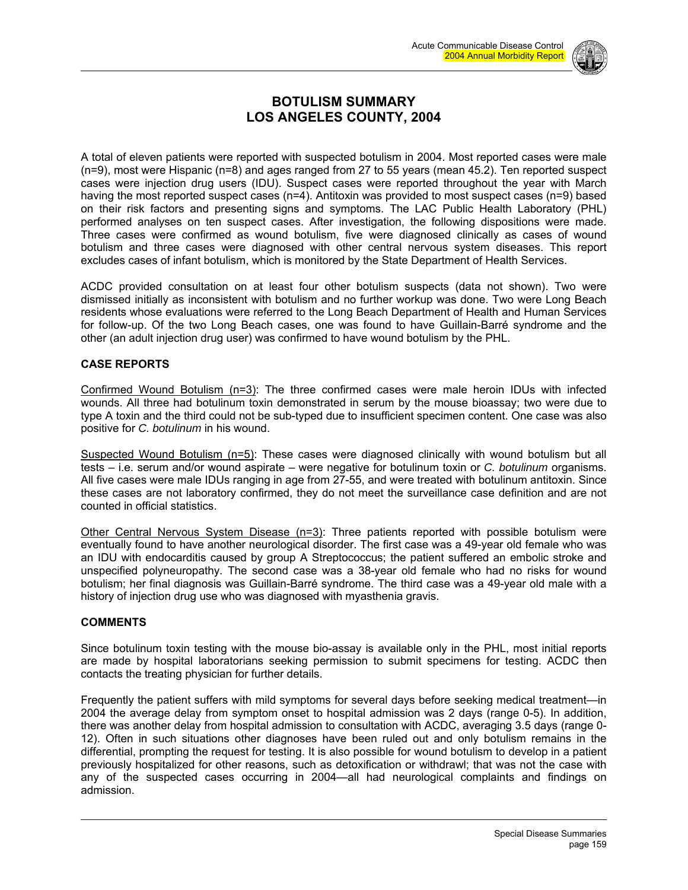# BOTULISM SUMMARY
# LOS ANGELES COUNTY, 2004

A total of eleven patients were reported with suspected botulism in 2004. Most reported cases were male (n=9), most were Hispanic (n=8) and ages ranged from 27 to 55 years (mean 45.2). Ten reported suspect cases were injection drug users (IDU). Suspect cases were reported throughout the year with March having the most reported suspect cases (n=4). Antitoxin was provided to most suspect cases (n=9) based on their risk factors and presenting signs and symptoms. The LAC Public Health Laboratory (PHL) performed analyses on ten suspect cases. After investigation, the following dispositions were made. Three cases were confirmed as wound botulism, five were diagnosed clinically as cases of wound botulism and three cases were diagnosed with other central nervous system diseases. This report excludes cases of infant botulism, which is monitored by the State Department of Health Services.

ACDC provided consultation on at least four other botulism suspects (data not shown). Two were dismissed initially as inconsistent with botulism and no further workup was done. Two were Long Beach residents whose evaluations were referred to the Long Beach Department of Health and Human Services for follow-up. Of the two Long Beach cases, one was found to have Guillain-Barré syndrome and the other (an adult injection drug user) was confirmed to have wound botulism by the PHL.

## CASE REPORTS

Confirmed Wound Botulism (n=3): The three confirmed cases were male heroin IDUs with infected wounds. All three had botulinum toxin demonstrated in serum by the mouse bioassay; two were due to type A toxin and the third could not be sub-typed due to insufficient specimen content. One case was also positive for *C. botulinum* in his wound.

Suspected Wound Botulism (n=5): These cases were diagnosed clinically with wound botulism but all tests – i.e. serum and/or wound aspirate – were negative for botulinum toxin or *C. botulinum* organisms. All five cases were male IDUs ranging in age from 27-55, and were treated with botulinum antitoxin. Since these cases are not laboratory confirmed, they do not meet the surveillance case definition and are not counted in official statistics.

Other Central Nervous System Disease (n=3): Three patients reported with possible botulism were eventually found to have another neurological disorder. The first case was a 49-year old female who was an IDU with endocarditis caused by group A Streptococcus; the patient suffered an embolic stroke and unspecified polyneuropathy. The second case was a 38-year old female who had no risks for wound botulism; her final diagnosis was Guillain-Barré syndrome. The third case was a 49-year old male with a history of injection drug use who was diagnosed with myasthenia gravis.

## COMMENTS

Since botulinum toxin testing with the mouse bio-assay is available only in the PHL, most initial reports are made by hospital laboratorians seeking permission to submit specimens for testing. ACDC then contacts the treating physician for further details.

Frequently the patient suffers with mild symptoms for several days before seeking medical treatment—in 2004 the average delay from symptom onset to hospital admission was 2 days (range 0-5). In addition, there was another delay from hospital admission to consultation with ACDC, averaging 3.5 days (range 0-12). Often in such situations other diagnoses have been ruled out and only botulism remains in the differential, prompting the request for testing. It is also possible for wound botulism to develop in a patient previously hospitalized for other reasons, such as detoxification or withdrawl; that was not the case with any of the suspected cases occurring in 2004—all had neurological complaints and findings on admission.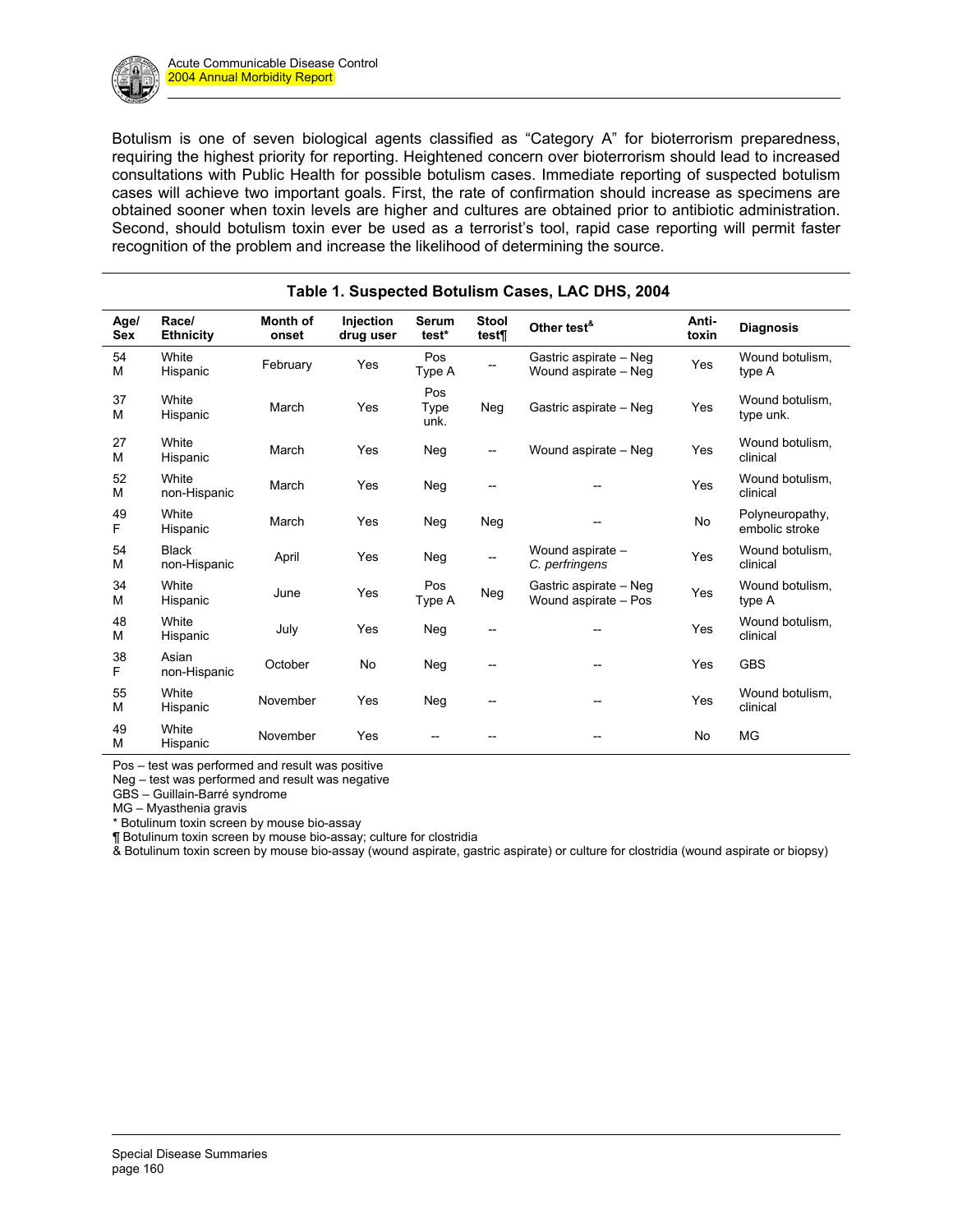Botulism is one of seven biological agents classified as “Category A” for bioterrorism preparedness, requiring the highest priority for reporting. Heightened concern over bioterrorism should lead to increased consultations with Public Health for possible botulism cases. Immediate reporting of suspected botulism cases will achieve two important goals. First, the rate of confirmation should increase as specimens are obtained sooner when toxin levels are higher and cultures are obtained prior to antibiotic administration. Second, should botulism toxin ever be used as a terrorist’s tool, rapid case reporting will permit faster recognition of the problem and increase the likelihood of determining the source.

**Table 1. Suspected Botulism Cases, LAC DHS, 2004**

| Age/ Sex | Race/ Ethnicity | Month of onset | Injection drug user | Serum test* | Stool test¶ | Other test& | Anti-toxin | Diagnosis |
|---|---|---|---|---|---|---|---|---|
| 54 M | White Hispanic | February | Yes | Pos Type A | -- | Gastric aspirate – Neg Wound aspirate – Neg | Yes | Wound botulism, type A |
| 37 M | White Hispanic | March | Yes | Pos Type unk. | Neg | Gastric aspirate – Neg | Yes | Wound botulism, type unk. |
| 27 M | White Hispanic | March | Yes | Neg | -- | Wound aspirate – Neg | Yes | Wound botulism, clinical |
| 52 M | White non-Hispanic | March | Yes | Neg | -- | -- | Yes | Wound botulism, clinical |
| 49 F | White Hispanic | March | Yes | Neg | Neg | -- | No | Polyneuropathy, embolic stroke |
| 54 M | Black non-Hispanic | April | Yes | Neg | -- | Wound aspirate – *C. perfringens* | Yes | Wound botulism, clinical |
| 34 M | White Hispanic | June | Yes | Pos Type A | Neg | Gastric aspirate – Neg Wound aspirate – Pos | Yes | Wound botulism, type A |
| 48 M | White Hispanic | July | Yes | Neg | -- | -- | Yes | Wound botulism, clinical |
| 38 F | Asian non-Hispanic | October | No | Neg | -- | -- | Yes | GBS |
| 55 M | White Hispanic | November | Yes | Neg | -- | -- | Yes | Wound botulism, clinical |
| 49 M | White Hispanic | November | Yes | -- | -- | -- | No | MG |

Pos – test was performed and result was positive
Neg – test was performed and result was negative
GBS – Guillain-Barré syndrome
MG – Myasthenia gravis
* Botulinum toxin screen by mouse bio-assay
¶ Botulinum toxin screen by mouse bio-assay; culture for clostridia
& Botulinum toxin screen by mouse bio-assay (wound aspirate, gastric aspirate) or culture for clostridia (wound aspirate or biopsy)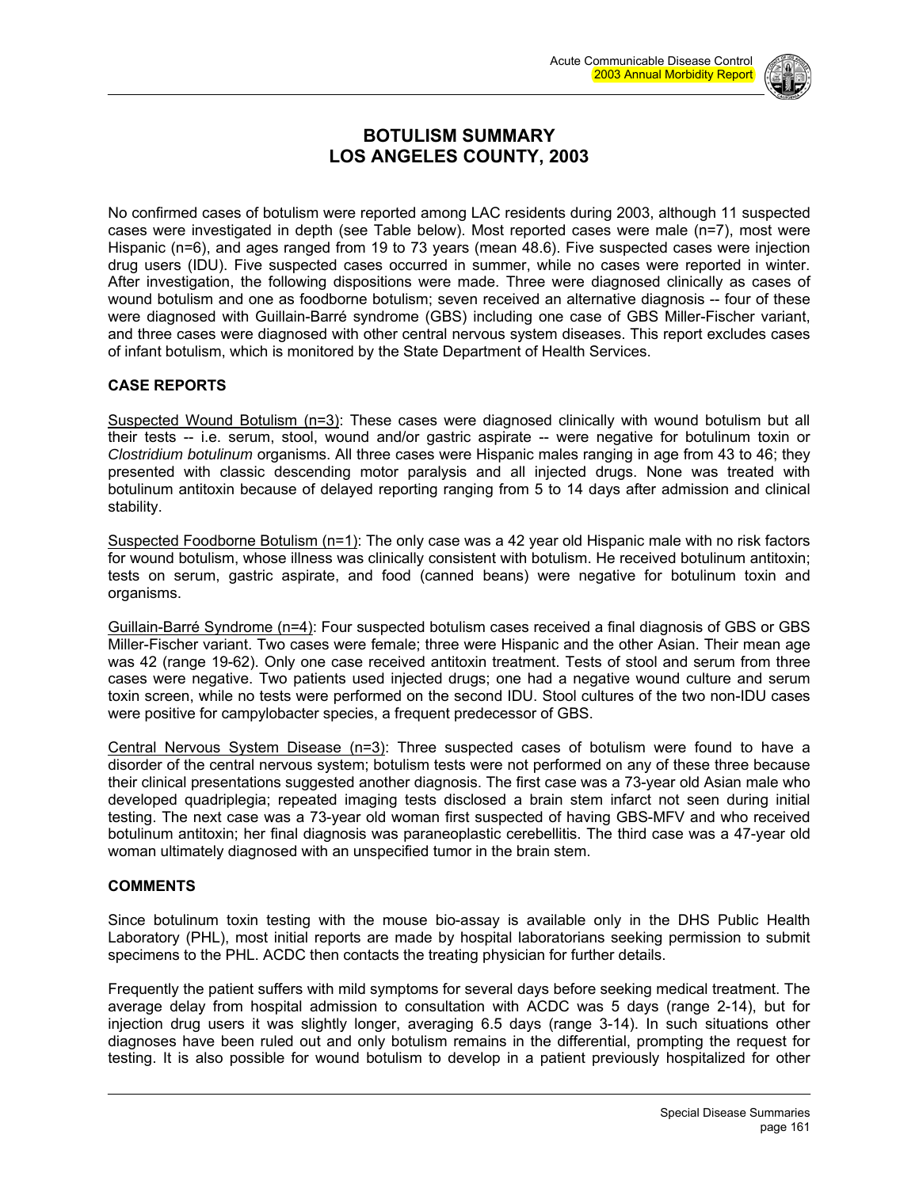# BOTULISM SUMMARY
# LOS ANGELES COUNTY, 2003

No confirmed cases of botulism were reported among LAC residents during 2003, although 11 suspected cases were investigated in depth (see Table below). Most reported cases were male (n=7), most were Hispanic (n=6), and ages ranged from 19 to 73 years (mean 48.6). Five suspected cases were injection drug users (IDU). Five suspected cases occurred in summer, while no cases were reported in winter. After investigation, the following dispositions were made. Three were diagnosed clinically as cases of wound botulism and one as foodborne botulism; seven received an alternative diagnosis -- four of these were diagnosed with Guillain-Barré syndrome (GBS) including one case of GBS Miller-Fischer variant, and three cases were diagnosed with other central nervous system diseases. This report excludes cases of infant botulism, which is monitored by the State Department of Health Services.

## CASE REPORTS

Suspected Wound Botulism (n=3): These cases were diagnosed clinically with wound botulism but all their tests -- i.e. serum, stool, wound and/or gastric aspirate -- were negative for botulinum toxin or *Clostridium botulinum* organisms. All three cases were Hispanic males ranging in age from 43 to 46; they presented with classic descending motor paralysis and all injected drugs. None was treated with botulinum antitoxin because of delayed reporting ranging from 5 to 14 days after admission and clinical stability.

Suspected Foodborne Botulism (n=1): The only case was a 42 year old Hispanic male with no risk factors for wound botulism, whose illness was clinically consistent with botulism. He received botulinum antitoxin; tests on serum, gastric aspirate, and food (canned beans) were negative for botulinum toxin and organisms.

Guillain-Barré Syndrome (n=4): Four suspected botulism cases received a final diagnosis of GBS or GBS Miller-Fischer variant. Two cases were female; three were Hispanic and the other Asian. Their mean age was 42 (range 19-62). Only one case received antitoxin treatment. Tests of stool and serum from three cases were negative. Two patients used injected drugs; one had a negative wound culture and serum toxin screen, while no tests were performed on the second IDU. Stool cultures of the two non-IDU cases were positive for campylobacter species, a frequent predecessor of GBS.

Central Nervous System Disease (n=3): Three suspected cases of botulism were found to have a disorder of the central nervous system; botulism tests were not performed on any of these three because their clinical presentations suggested another diagnosis. The first case was a 73-year old Asian male who developed quadriplegia; repeated imaging tests disclosed a brain stem infarct not seen during initial testing. The next case was a 73-year old woman first suspected of having GBS-MFV and who received botulinum antitoxin; her final diagnosis was paraneoplastic cerebellitis. The third case was a 47-year old woman ultimately diagnosed with an unspecified tumor in the brain stem.

## COMMENTS

Since botulinum toxin testing with the mouse bio-assay is available only in the DHS Public Health Laboratory (PHL), most initial reports are made by hospital laboratorians seeking permission to submit specimens to the PHL. ACDC then contacts the treating physician for further details.

Frequently the patient suffers with mild symptoms for several days before seeking medical treatment. The average delay from hospital admission to consultation with ACDC was 5 days (range 2-14), but for injection drug users it was slightly longer, averaging 6.5 days (range 3-14). In such situations other diagnoses have been ruled out and only botulism remains in the differential, prompting the request for testing. It is also possible for wound botulism to develop in a patient previously hospitalized for other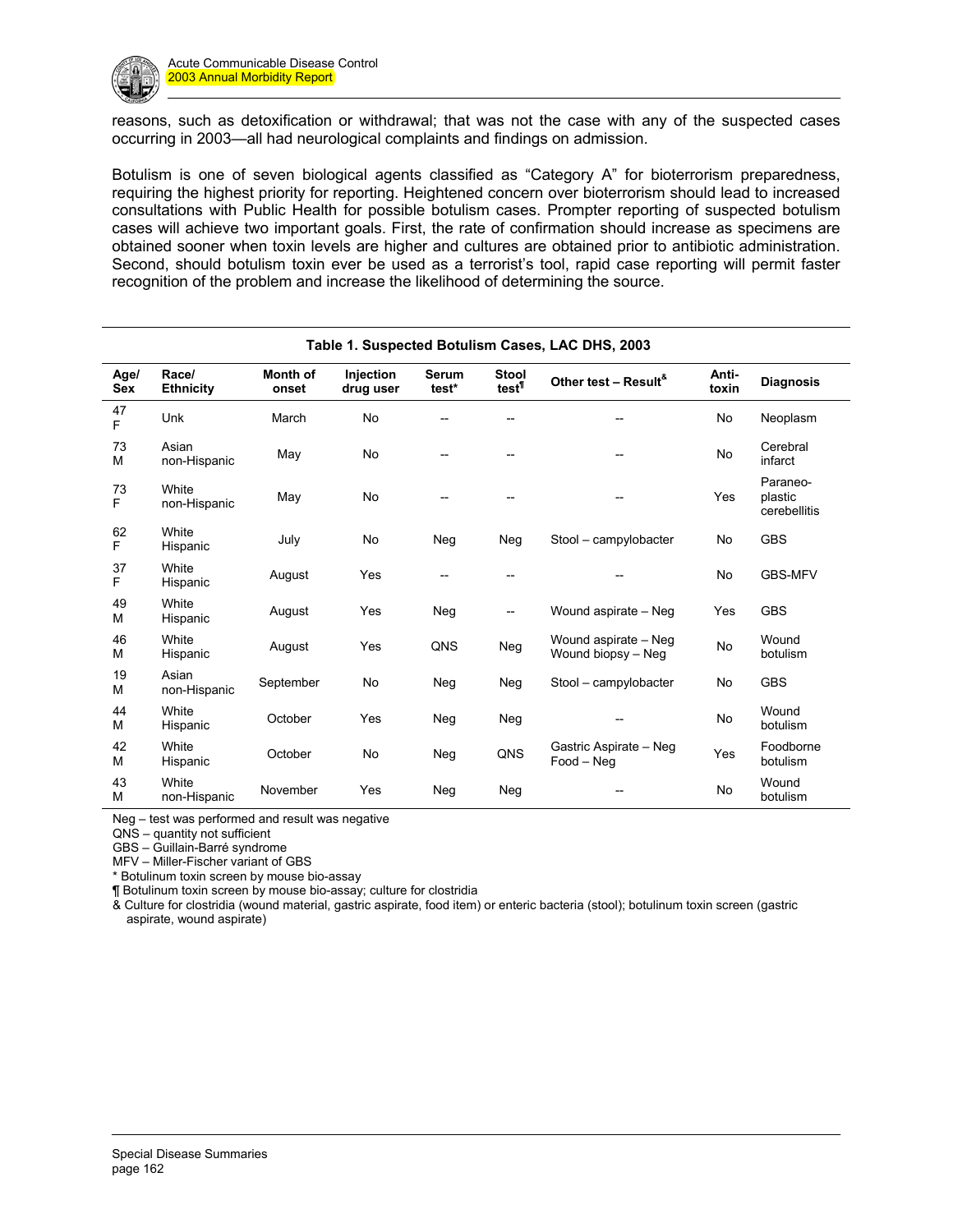reasons, such as detoxification or withdrawal; that was not the case with any of the suspected cases occurring in 2003—all had neurological complaints and findings on admission.

Botulism is one of seven biological agents classified as "Category A" for bioterrorism preparedness, requiring the highest priority for reporting. Heightened concern over bioterrorism should lead to increased consultations with Public Health for possible botulism cases. Prompter reporting of suspected botulism cases will achieve two important goals. First, the rate of confirmation should increase as specimens are obtained sooner when toxin levels are higher and cultures are obtained prior to antibiotic administration. Second, should botulism toxin ever be used as a terrorist's tool, rapid case reporting will permit faster recognition of the problem and increase the likelihood of determining the source.

**Table 1. Suspected Botulism Cases, LAC DHS, 2003**

| Age/ Sex | Race/ Ethnicity | Month of onset | Injection drug user | Serum test* | Stool test¶ | Other test – Result& | Anti-toxin | Diagnosis |
|---|---|---|---|---|---|---|---|---|
| 47 F | Unk | March | No | -- | -- | -- | No | Neoplasm |
| 73 M | Asian non-Hispanic | May | No | -- | -- | -- | No | Cerebral infarct |
| 73 F | White non-Hispanic | May | No | -- | -- | -- | Yes | Paraneo-plastic cerebellitis |
| 62 F | White Hispanic | July | No | Neg | Neg | Stool – campylobacter | No | GBS |
| 37 F | White Hispanic | August | Yes | -- | -- | -- | No | GBS-MFV |
| 49 M | White Hispanic | August | Yes | Neg | -- | Wound aspirate – Neg | Yes | GBS |
| 46 M | White Hispanic | August | Yes | QNS | Neg | Wound aspirate – Neg Wound biopsy – Neg | No | Wound botulism |
| 19 M | Asian non-Hispanic | September | No | Neg | Neg | Stool – campylobacter | No | GBS |
| 44 M | White Hispanic | October | Yes | Neg | Neg | -- | No | Wound botulism |
| 42 M | White Hispanic | October | No | Neg | QNS | Gastric Aspirate – Neg Food – Neg | Yes | Foodborne botulism |
| 43 M | White non-Hispanic | November | Yes | Neg | Neg | -- | No | Wound botulism |

Neg – test was performed and result was negative
QNS – quantity not sufficient
GBS – Guillain-Barré syndrome
MFV – Miller-Fischer variant of GBS
* Botulinum toxin screen by mouse bio-assay
¶ Botulinum toxin screen by mouse bio-assay; culture for clostridia
& Culture for clostridia (wound material, gastric aspirate, food item) or enteric bacteria (stool); botulinum toxin screen (gastric aspirate, wound aspirate)